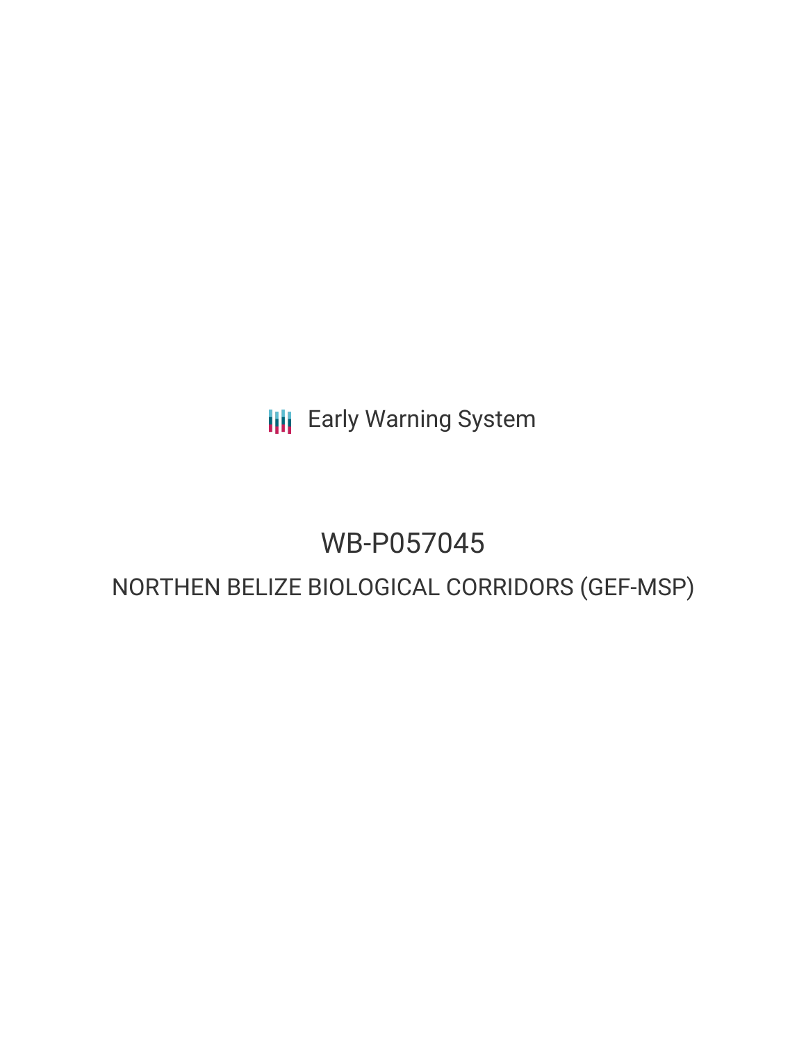Early Warning System

# WB-P057045

## NORTHEN BELIZE BIOLOGICAL CORRIDORS (GEF-MSP)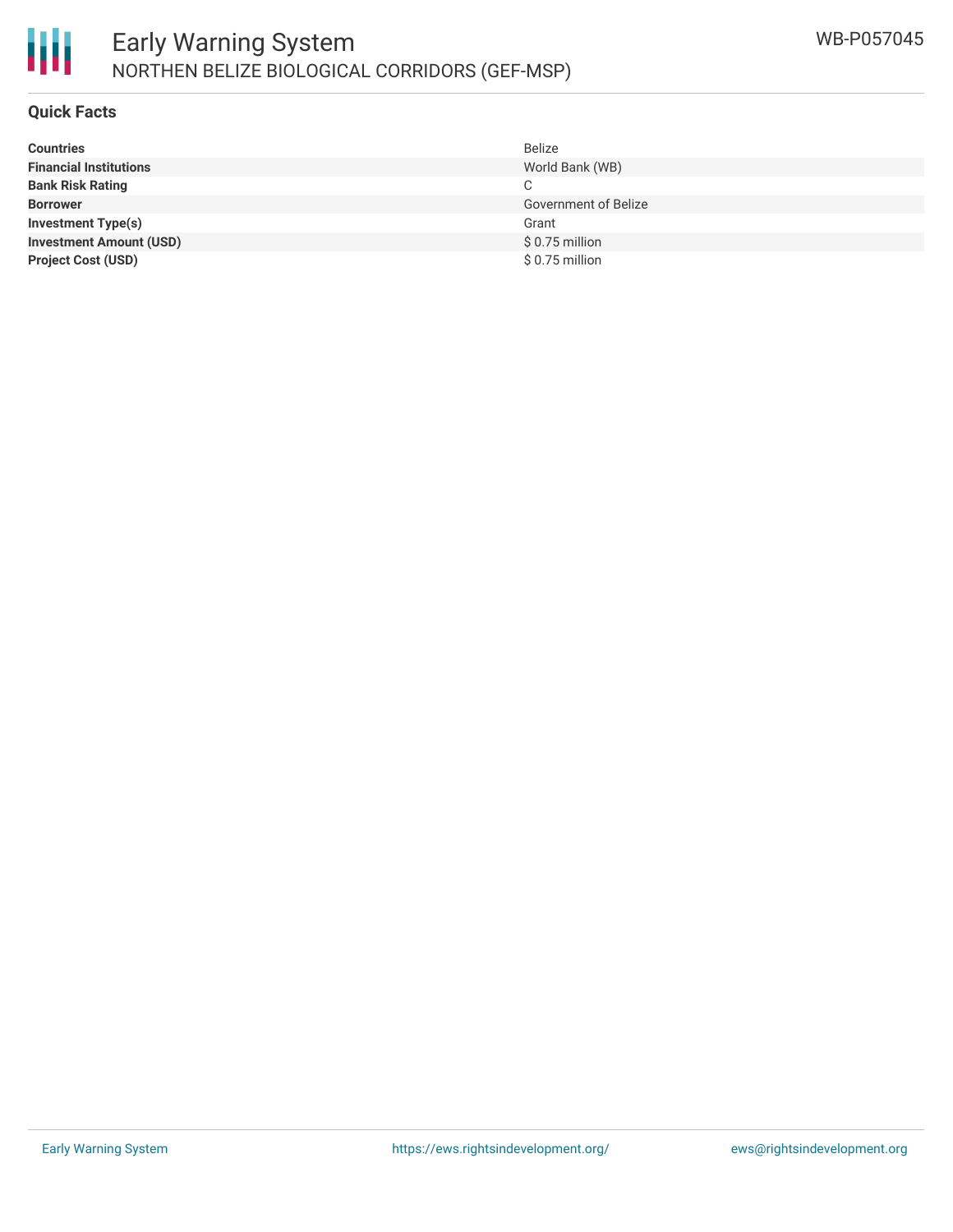# Early Warning System

## NORTHEN BELIZE BIOLOGICAL CORRIDORS (GEF-MSP)

WB-P057045

### Quick Facts

| | |
|---|---|
| **Countries** | Belize |
| **Financial Institutions** | World Bank (WB) |
| **Bank Risk Rating** | C |
| **Borrower** | Government of Belize |
| **Investment Type(s)** | Grant |
| **Investment Amount (USD)** | $ 0.75 million |
| **Project Cost (USD)** | $ 0.75 million |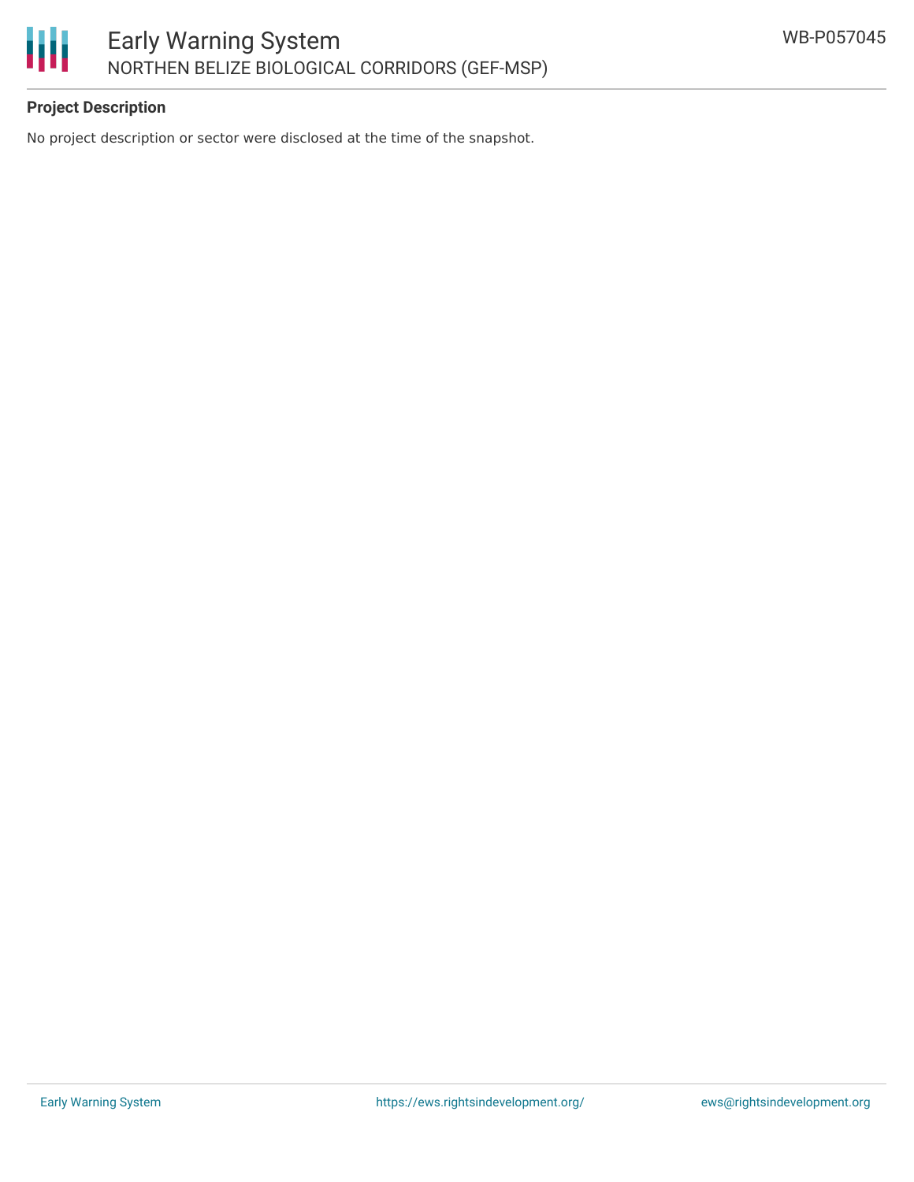## Project Description

No project description or sector were disclosed at the time of the snapshot.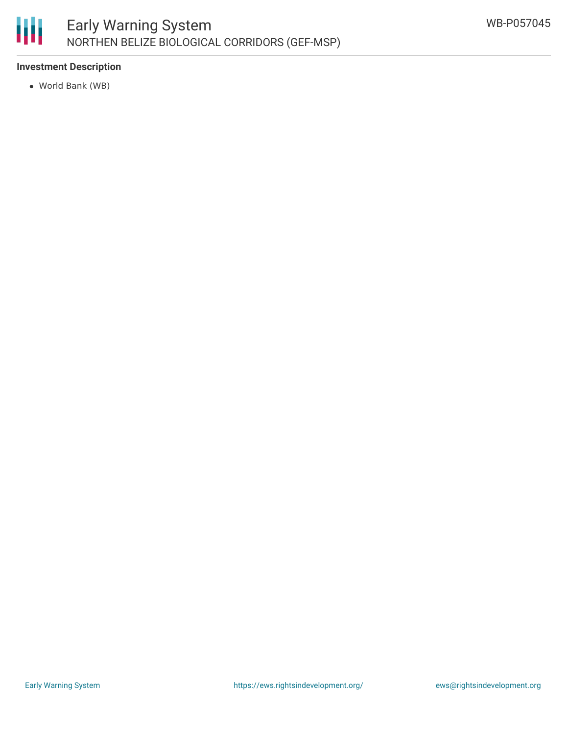**Investment Description**

- World Bank (WB)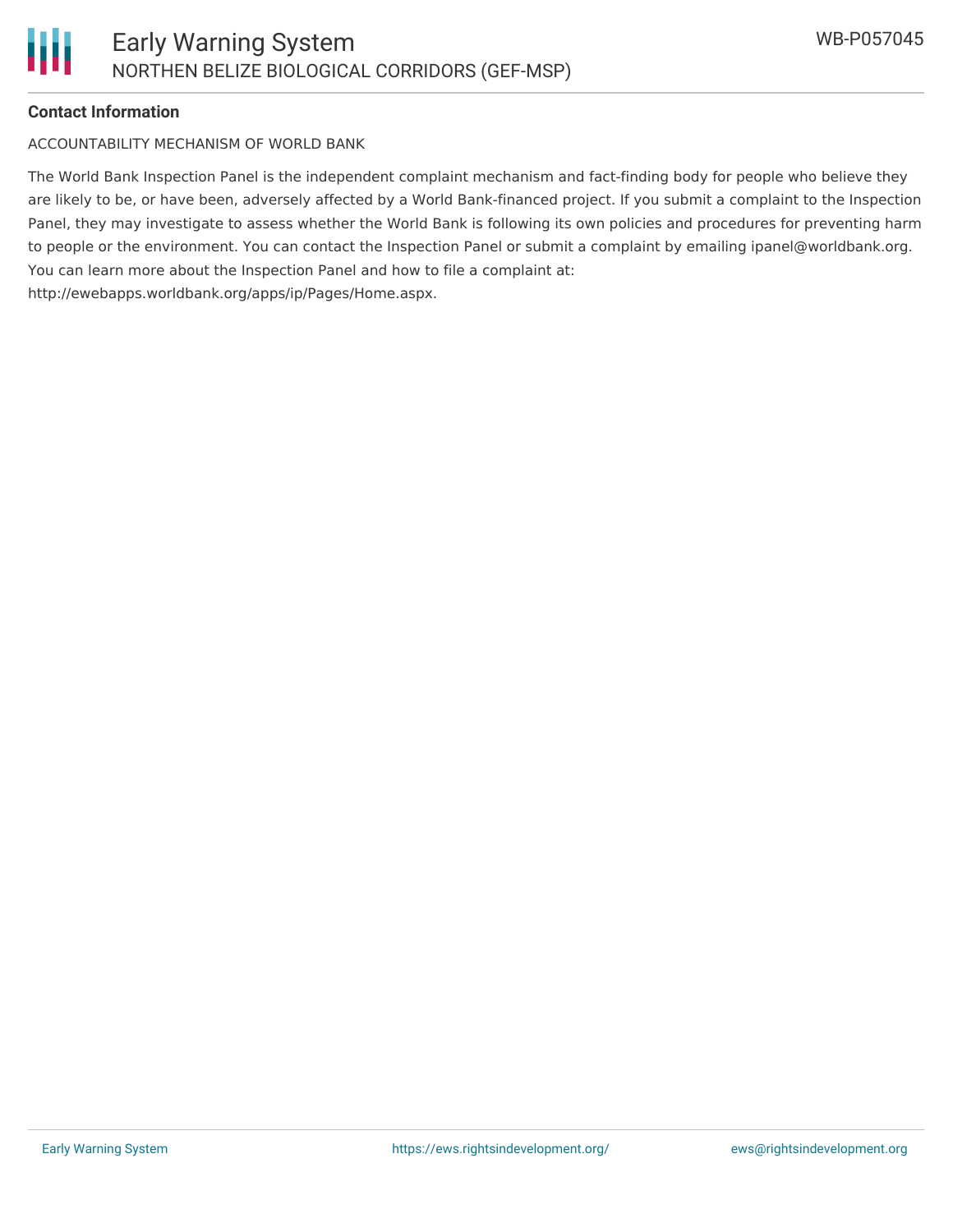**Contact Information**

ACCOUNTABILITY MECHANISM OF WORLD BANK

The World Bank Inspection Panel is the independent complaint mechanism and fact-finding body for people who believe they are likely to be, or have been, adversely affected by a World Bank-financed project. If you submit a complaint to the Inspection Panel, they may investigate to assess whether the World Bank is following its own policies and procedures for preventing harm to people or the environment. You can contact the Inspection Panel or submit a complaint by emailing ipanel@worldbank.org. You can learn more about the Inspection Panel and how to file a complaint at: http://ewebapps.worldbank.org/apps/ip/Pages/Home.aspx.